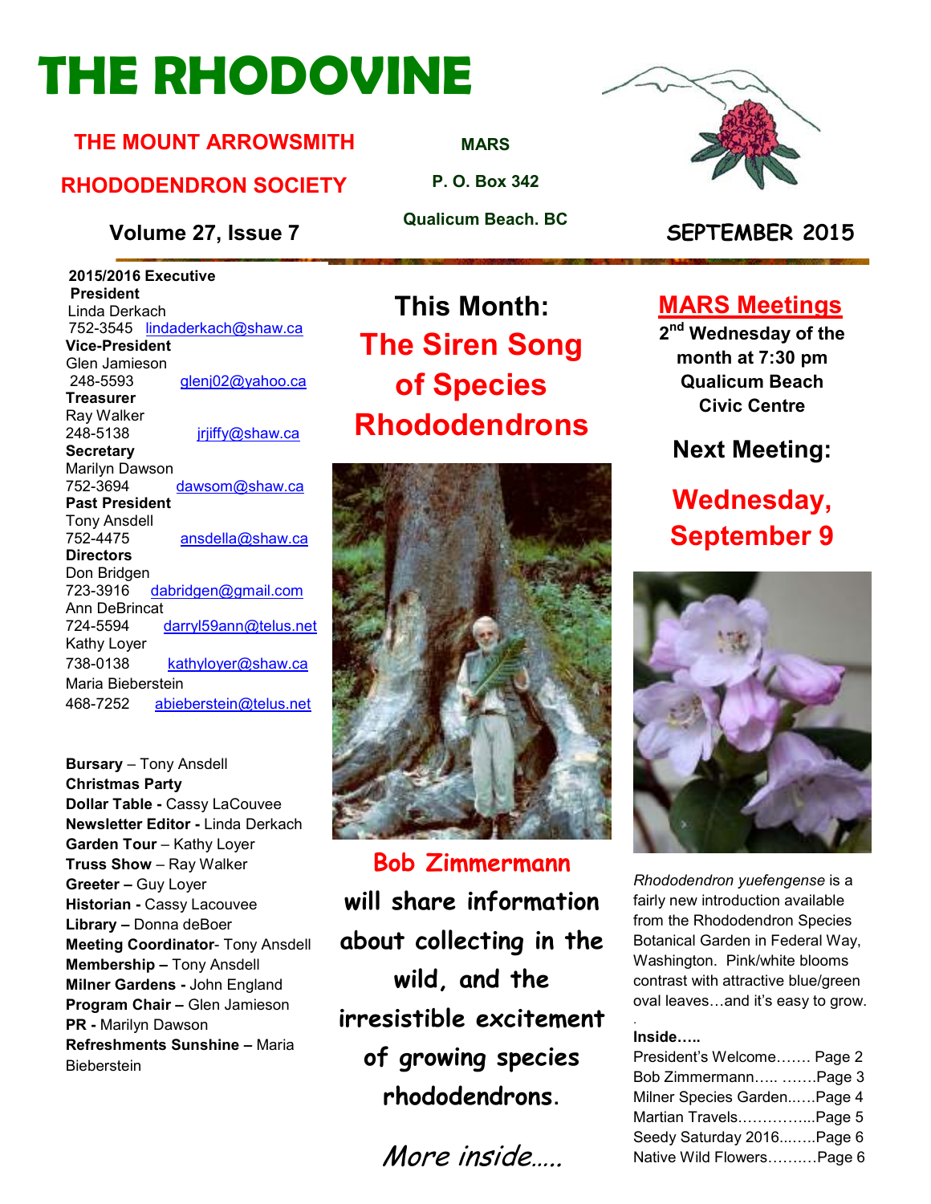# THE RHODOVINE

**THE MOUNT ARROWSMITH RHODODENDRON SOCIETY**

**MARS**

**P. O. Box 342**

**Qualicum Beach. BC**

**Volume 27, Issue 7**

**SEPTEMBER 2015**

**2015/2016 Executive**

**President**
Linda Derkach
752-3545 lindaderkach@shaw.ca

**Vice-President**
Glen Jamieson
248-5593 glenj02@yahoo.ca

**Treasurer**
Ray Walker
248-5138 jrjiffy@shaw.ca

**Secretary**
Marilyn Dawson
752-3694 dawsom@shaw.ca

**Past President**
Tony Ansdell
752-4475 ansdella@shaw.ca

**Directors**
Don Bridgen
723-3916 dabridgen@gmail.com
Ann DeBrincat
724-5594 darryl59ann@telus.net
Kathy Loyer
738-0138 kathyloyer@shaw.ca
Maria Bieberstein
468-7252 abieberstein@telus.net

**Bursary** – Tony Ansdell
**Christmas Party**
**Dollar Table -** Cassy LaCouvee
**Newsletter Editor -** Linda Derkach
**Garden Tour** – Kathy Loyer
**Truss Show** – Ray Walker
**Greeter –** Guy Loyer
**Historian -** Cassy Lacouvee
**Library –** Donna deBoer
**Meeting Coordinator**- Tony Ansdell
**Membership –** Tony Ansdell
**Milner Gardens -** John England
**Program Chair –** Glen Jamieson
**PR -** Marilyn Dawson
**Refreshments Sunshine –** Maria Bieberstein

## This Month: The Siren Song of Species Rhododendrons

**Bob Zimmermann will share information about collecting in the wild, and the irresistible excitement of growing species rhododendrons.**

*More inside…..*

## MARS Meetings

**2nd Wednesday of the month at 7:30 pm Qualicum Beach Civic Centre**

**Next Meeting:**

**Wednesday, September 9**

*Rhododendron yuefengense* is a fairly new introduction available from the Rhododendron Species Botanical Garden in Federal Way, Washington. Pink/white blooms contrast with attractive blue/green oval leaves…and it's easy to grow.

**Inside…..**

- President's Welcome……. Page 2
- Bob Zimmermann….. …….Page 3
- Milner Species Garden..….Page 4
- Martian Travels…………...Page 5
- Seedy Saturday 2016..…...Page 6
- Native Wild Flowers……….Page 6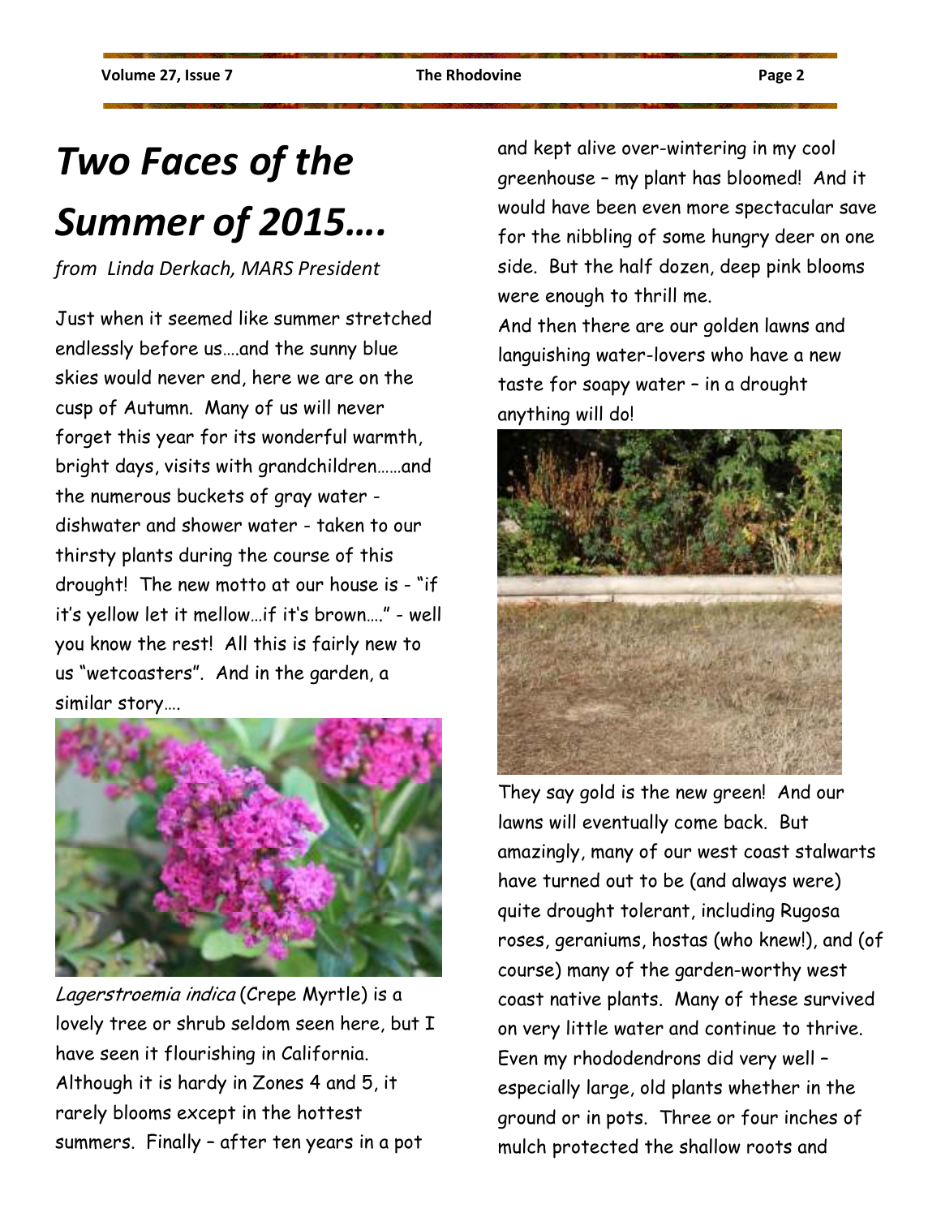# *Two Faces of the Summer of 2015….*

*from Linda Derkach, MARS President*

Just when it seemed like summer stretched endlessly before us….and the sunny blue skies would never end, here we are on the cusp of Autumn. Many of us will never forget this year for its wonderful warmth, bright days, visits with grandchildren……and the numerous buckets of gray water - dishwater and shower water - taken to our thirsty plants during the course of this drought! The new motto at our house is - "if it's yellow let it mellow…if it's brown…." - well you know the rest! All this is fairly new to us "wetcoasters". And in the garden, a similar story….

*Lagerstroemia indica* (Crepe Myrtle) is a lovely tree or shrub seldom seen here, but I have seen it flourishing in California. Although it is hardy in Zones 4 and 5, it rarely blooms except in the hottest summers. Finally – after ten years in a pot and kept alive over-wintering in my cool greenhouse – my plant has bloomed! And it would have been even more spectacular save for the nibbling of some hungry deer on one side. But the half dozen, deep pink blooms were enough to thrill me.

And then there are our golden lawns and languishing water-lovers who have a new taste for soapy water – in a drought anything will do!

They say gold is the new green! And our lawns will eventually come back. But amazingly, many of our west coast stalwarts have turned out to be (and always were) quite drought tolerant, including Rugosa roses, geraniums, hostas (who knew!), and (of course) many of the garden-worthy west coast native plants. Many of these survived on very little water and continue to thrive. Even my rhododendrons did very well – especially large, old plants whether in the ground or in pots. Three or four inches of mulch protected the shallow roots and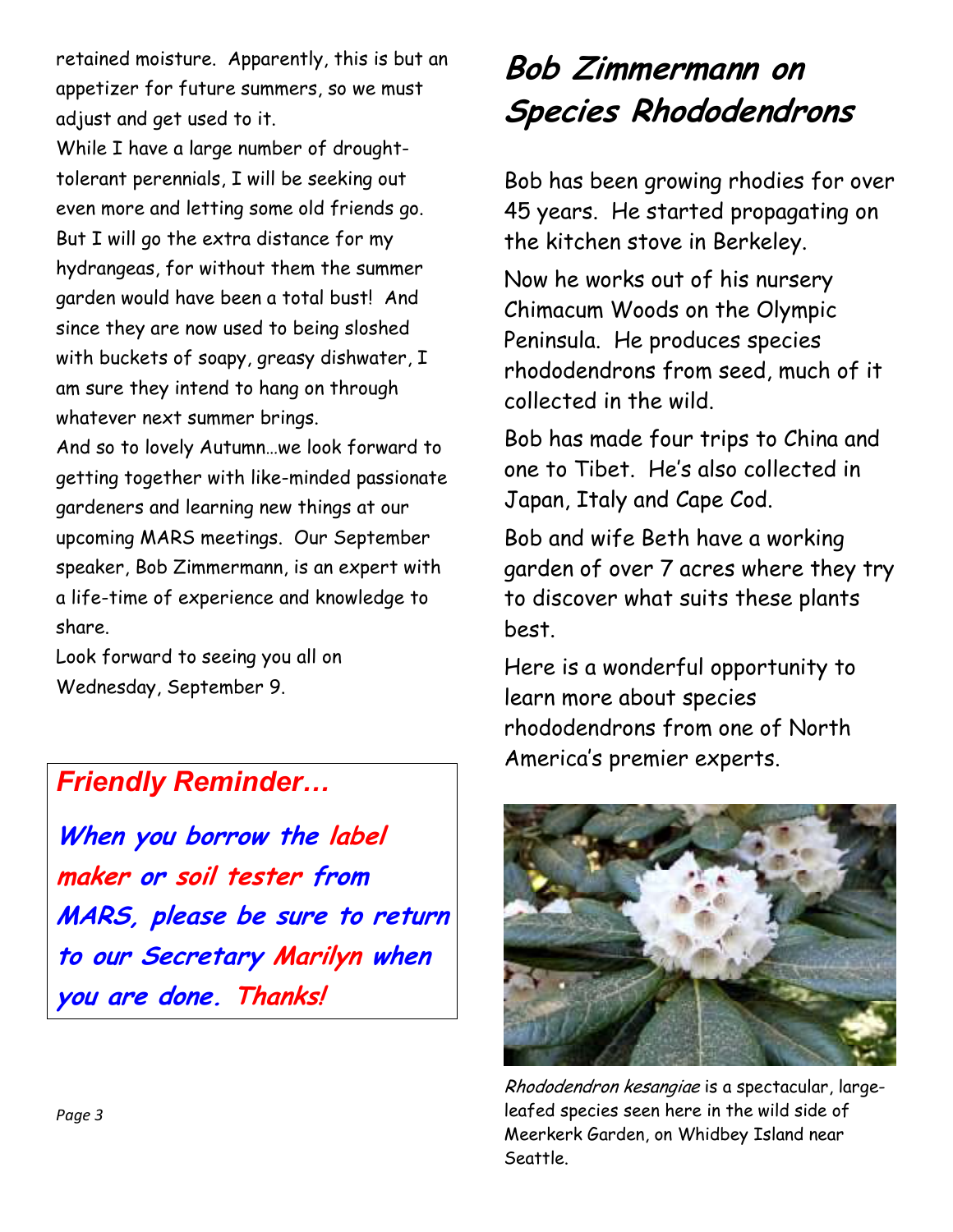retained moisture. Apparently, this is but an appetizer for future summers, so we must adjust and get used to it.

While I have a large number of drought-tolerant perennials, I will be seeking out even more and letting some old friends go. But I will go the extra distance for my hydrangeas, for without them the summer garden would have been a total bust! And since they are now used to being sloshed with buckets of soapy, greasy dishwater, I am sure they intend to hang on through whatever next summer brings.

And so to lovely Autumn…we look forward to getting together with like-minded passionate gardeners and learning new things at our upcoming MARS meetings. Our September speaker, Bob Zimmermann, is an expert with a life-time of experience and knowledge to share.

Look forward to seeing you all on Wednesday, September 9.

***Friendly Reminder…***

***When you borrow the label maker or soil tester from MARS, please be sure to return to our Secretary Marilyn when you are done. Thanks!***

# *Bob Zimmermann on Species Rhododendrons*

Bob has been growing rhodies for over 45 years. He started propagating on the kitchen stove in Berkeley.

Now he works out of his nursery Chimacum Woods on the Olympic Peninsula. He produces species rhododendrons from seed, much of it collected in the wild.

Bob has made four trips to China and one to Tibet. He's also collected in Japan, Italy and Cape Cod.

Bob and wife Beth have a working garden of over 7 acres where they try to discover what suits these plants best.

Here is a wonderful opportunity to learn more about species rhododendrons from one of North America's premier experts.

*Rhododendron kesangiae* is a spectacular, large-leafed species seen here in the wild side of Meerkerk Garden, on Whidbey Island near Seattle.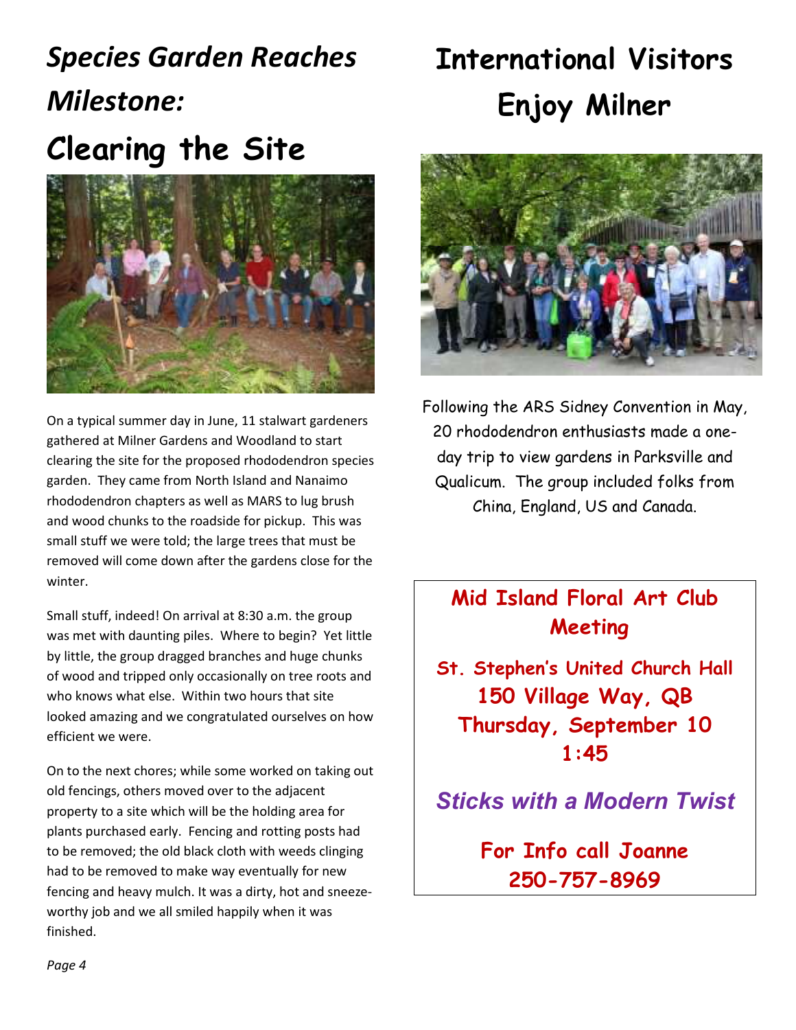# *Species Garden Reaches Milestone:*

# Clearing the Site

On a typical summer day in June, 11 stalwart gardeners gathered at Milner Gardens and Woodland to start clearing the site for the proposed rhododendron species garden. They came from North Island and Nanaimo rhododendron chapters as well as MARS to lug brush and wood chunks to the roadside for pickup. This was small stuff we were told; the large trees that must be removed will come down after the gardens close for the winter.

Small stuff, indeed! On arrival at 8:30 a.m. the group was met with daunting piles. Where to begin? Yet little by little, the group dragged branches and huge chunks of wood and tripped only occasionally on tree roots and who knows what else. Within two hours that site looked amazing and we congratulated ourselves on how efficient we were.

On to the next chores; while some worked on taking out old fencings, others moved over to the adjacent property to a site which will be the holding area for plants purchased early. Fencing and rotting posts had to be removed; the old black cloth with weeds clinging had to be removed to make way eventually for new fencing and heavy mulch. It was a dirty, hot and sneeze-worthy job and we all smiled happily when it was finished.

# International Visitors Enjoy Milner

Following the ARS Sidney Convention in May, 20 rhododendron enthusiasts made a one-day trip to view gardens in Parksville and Qualicum. The group included folks from China, England, US and Canada.

**Mid Island Floral Art Club Meeting**

**St. Stephen's United Church Hall**
**150 Village Way, QB**
**Thursday, September 10**
**1:45**

***Sticks with a Modern Twist***

**For Info call Joanne**
**250-757-8969**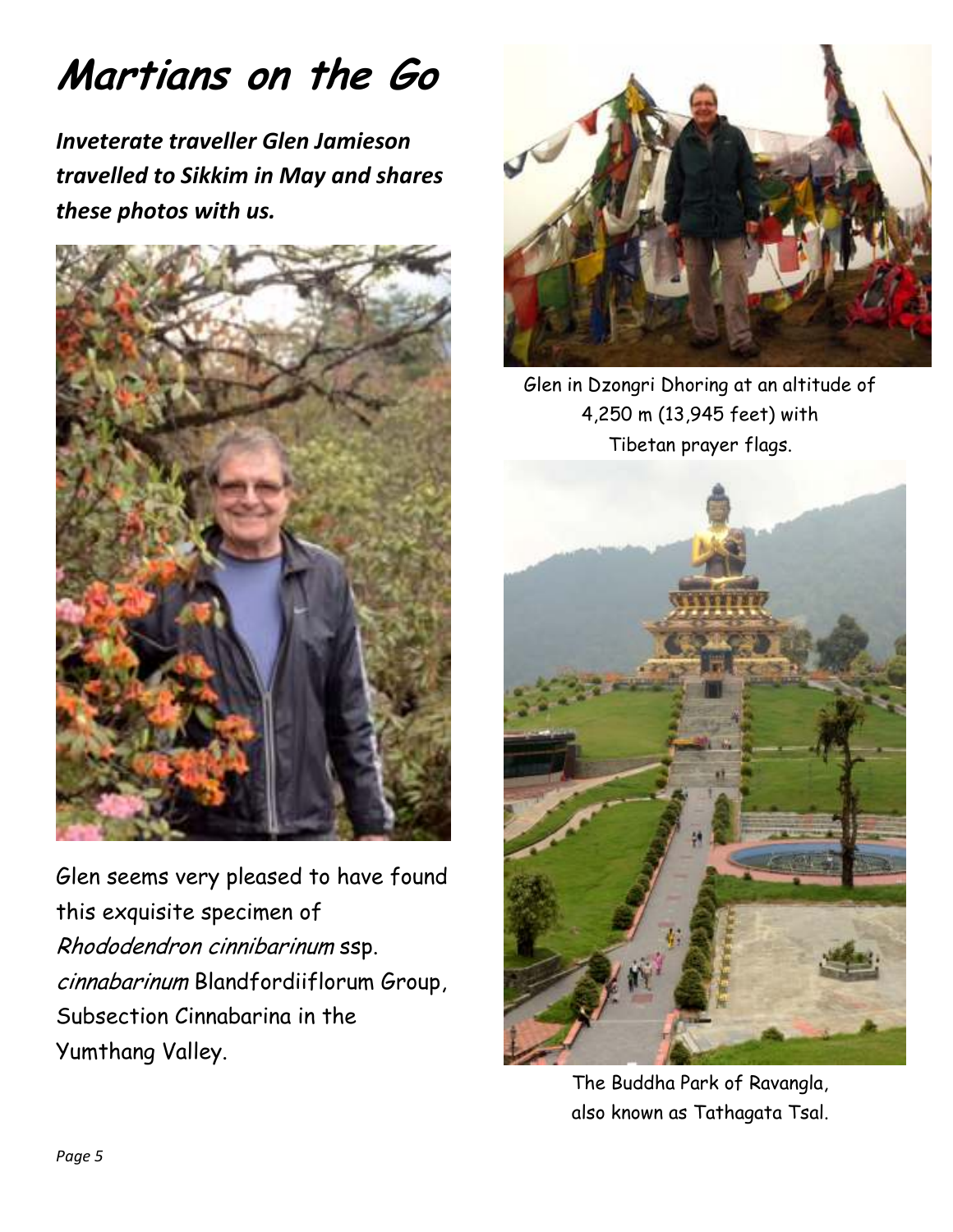# Martians on the Go

***Inveterate traveller Glen Jamieson travelled to Sikkim in May and shares these photos with us.***

Glen seems very pleased to have found this exquisite specimen of *Rhododendron cinnibarinum* ssp. *cinnabarinum* Blandfordiiflorum Group, Subsection Cinnabarina in the Yumthang Valley.

Glen in Dzongri Dhoring at an altitude of 4,250 m (13,945 feet) with Tibetan prayer flags.

The Buddha Park of Ravangla, also known as Tathagata Tsal.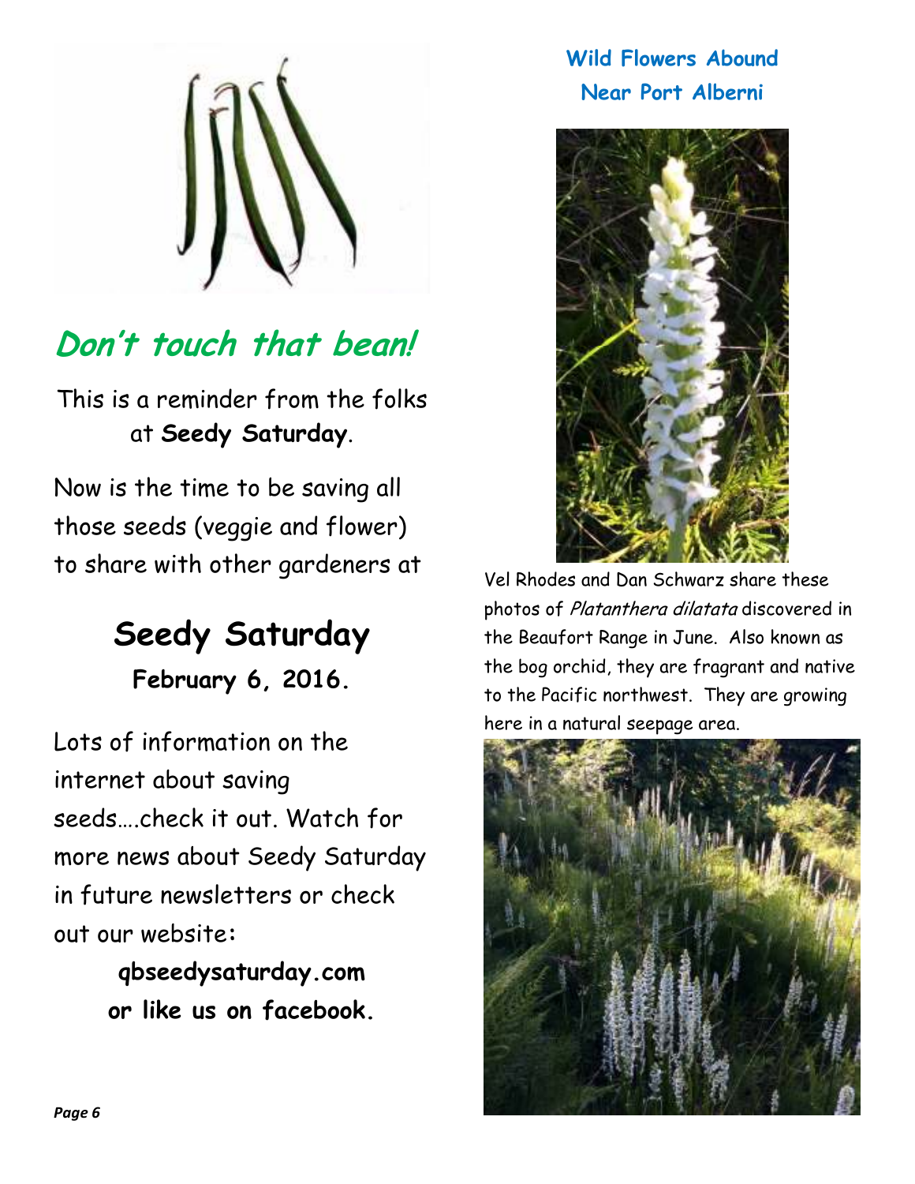## *Don't touch that bean!*

This is a reminder from the folks at **Seedy Saturday**.

Now is the time to be saving all those seeds (veggie and flower) to share with other gardeners at

## Seedy Saturday

**February 6, 2016.**

Lots of information on the internet about saving seeds….check it out. Watch for more news about Seedy Saturday in future newsletters or check out our website:

**qbseedysaturday.com**
**or like us on facebook.**

### Wild Flowers Abound Near Port Alberni

Vel Rhodes and Dan Schwarz share these photos of *Platanthera dilatata* discovered in the Beaufort Range in June. Also known as the bog orchid, they are fragrant and native to the Pacific northwest. They are growing here in a natural seepage area.